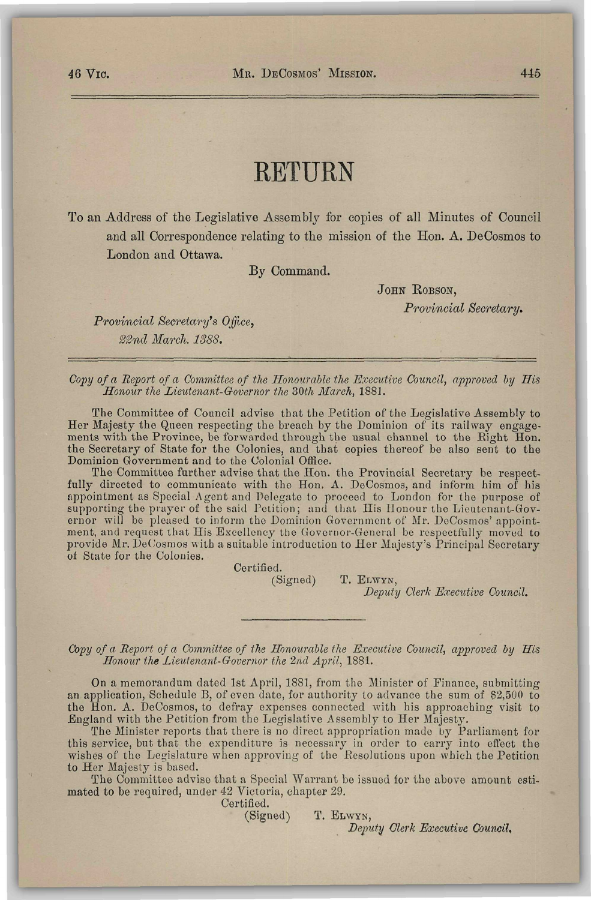# RETURN

To an Address of the Legislative Assembly for copies of all Minutes of Council and all Correspondence relating to the mission of the Hon. A. DeCosmos to London and Ottawa.

By Command.

JOHN ROBSON,
*Provincial Secretary.*

*Provincial Secretary's Office,*
*22nd March. 1888.*

---

*Copy of a Report of a Committee of the Honourable the Executive Council, approved by His Honour the Lieutenant-Governor the 30th March, 1881.*

The Committee of Council advise that the Petition of the Legislative Assembly to Her Majesty the Queen respecting the breach by the Dominion of its railway engagements with the Province, be forwarded through the usual channel to the Right Hon. the Secretary of State for the Colonies, and that copies thereof be also sent to the Dominion Government and to the Colonial Office.

The Committee further advise that the Hon. the Provincial Secretary be respectfully directed to communicate with the Hon. A. DeCosmos, and inform him of his appointment as Special Agent and Delegate to proceed to London for the purpose of supporting the prayer of the said Petition; and that His Honour the Lieutenant-Governor will be pleased to inform the Dominion Government of Mr. DeCosmos' appointment, and request that His Excellency the Governor-General be respectfully moved to provide Mr. DeCosmos with a suitable introduction to Her Majesty's Principal Secretary of State for the Colonies.

Certified.
(Signed) T. ELWYN,
*Deputy Clerk Executive Council.*

---

*Copy of a Report of a Committee of the Honourable the Executive Council, approved by His Honour the Lieutenant-Governor the 2nd April, 1881.*

On a memorandum dated 1st April, 1881, from the Minister of Finance, submitting an application, Schedule B, of even date, for authority to advance the sum of $2,500 to the Hon. A. DeCosmos, to defray expenses connected with his approaching visit to England with the Petition from the Legislative Assembly to Her Majesty.

The Minister reports that there is no direct appropriation made by Parliament for this service, but that the expenditure is necessary in order to carry into effect the wishes of the Legislature when approving of the Resolutions upon which the Petition to Her Majesty is based.

The Committee advise that a Special Warrant be issued for the above amount estimated to be required, under 42 Victoria, chapter 29.

Certified.
(Signed) T. ELWYN,
*Deputy Clerk Executive Council.*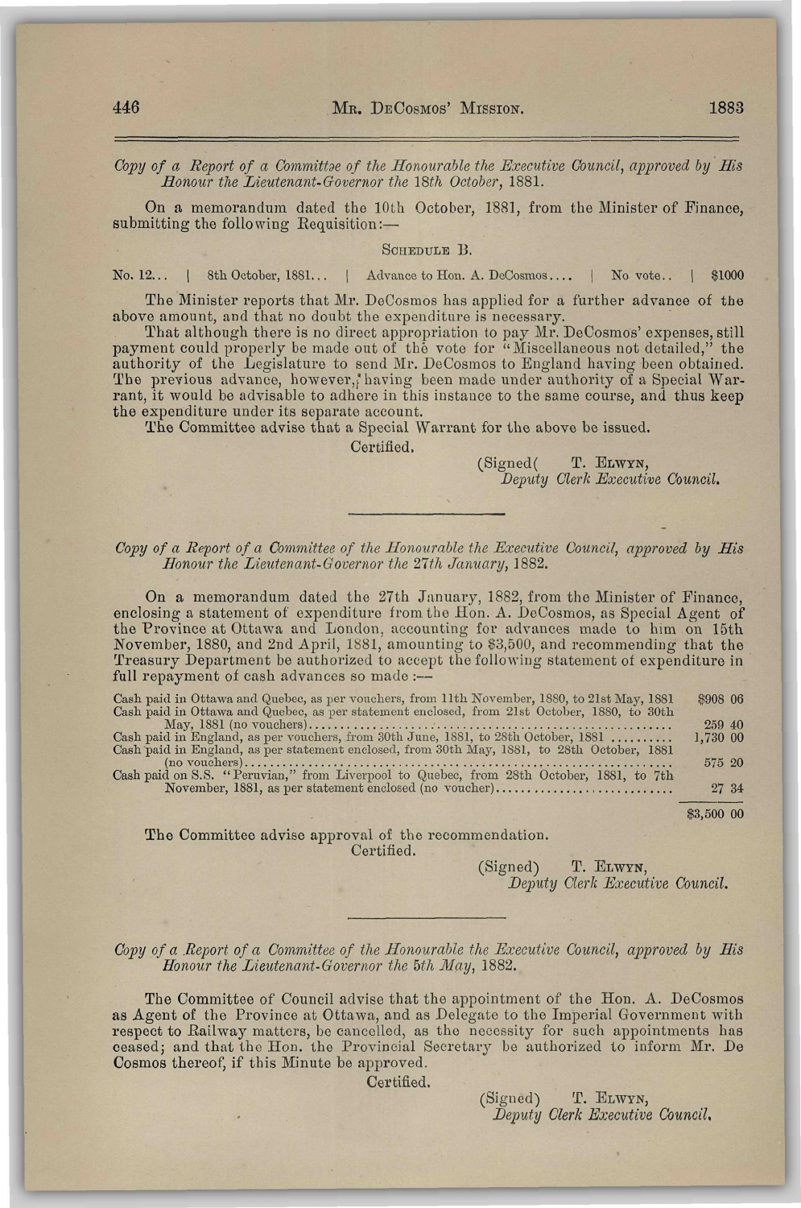*Copy of a Report of a Committee of the Honourable the Executive Council, approved by His Honour the Lieutenant-Governor the 18th October, 1881.*

On a memorandum dated the 10th October, 1881, from the Minister of Finance, submitting the following Requisition:—

SCHEDULE B.

| | | | | |
|---|---|---|---|---|
| No. 12... | 8th October, 1881... | Advance to Hon. A. DeCosmos.... | No vote.. | $1000 |

The Minister reports that Mr. DeCosmos has applied for a further advance of the above amount, and that no doubt the expenditure is necessary.

That although there is no direct appropriation to pay Mr. DeCosmos' expenses, still payment could properly be made out of the vote for "Miscellaneous not detailed," the authority of the Legislature to send Mr. DeCosmos to England having been obtained. The previous advance, however, having been made under authority of a Special Warrant, it would be advisable to adhere in this instance to the same course, and thus keep the expenditure under its separate account.

The Committee advise that a Special Warrant for the above be issued.

Certified.

(Signed( T. ELWYN,
*Deputy Clerk Executive Council.*

---

*Copy of a Report of a Committee of the Honourable the Executive Council, approved by His Honour the Lieutenant-Governor the 27th January, 1882.*

On a memorandum dated the 27th January, 1882, from the Minister of Finance, enclosing a statement of expenditure from the Hon. A. DeCosmos, as Special Agent of the Province at Ottawa and London, accounting for advances made to him on 15th November, 1880, and 2nd April, 1881, amounting to $3,500, and recommending that the Treasury Department be authorized to accept the following statement of expenditure in full repayment of cash advances so made:—

| | |
|---|---|
| Cash paid in Ottawa and Quebec, as per vouchers, from 11th November, 1880, to 21st May, 1881 | $908 06 |
| Cash paid in Ottawa and Quebec, as per statement enclosed, from 21st October, 1880, to 30th May, 1881 (no vouchers) | 259 40 |
| Cash paid in England, as per vouchers, from 30th June, 1881, to 28th October, 1881 | 1,730 00 |
| Cash paid in England, as per statement enclosed, from 30th May, 1881, to 28th October, 1881 (no vouchers) | 575 20 |
| Cash paid on S.S. "Peruvian," from Liverpool to Quebec, from 28th October, 1881, to 7th November, 1881, as per statement enclosed (no voucher) | 27 34 |
| | $3,500 00 |

The Committee advise approval of the recommendation.

Certified.

(Signed) T. ELWYN,
*Deputy Clerk Executive Council.*

---

*Copy of a Report of a Committee of the Honourable the Executive Council, approved by His Honour the Lieutenant-Governor the 5th May, 1882.*

The Committee of Council advise that the appointment of the Hon. A. DeCosmos as Agent of the Province at Ottawa, and as Delegate to the Imperial Government with respect to Railway matters, be cancelled, as the necessity for such appointments has ceased; and that the Hon. the Provincial Secretary be authorized to inform Mr. De Cosmos thereof, if this Minute be approved.

Certified.

(Signed) T. ELWYN,
*Deputy Clerk Executive Council.*